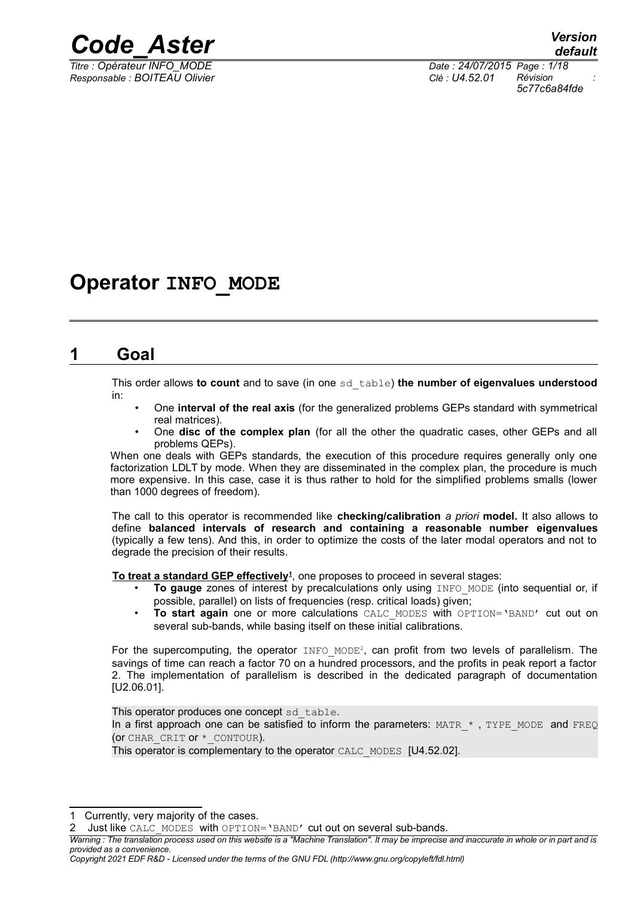# Operator INFO_MODE

## 1 Goal

This order allows **to count** and to save (in one sd_table) **the number of eigenvalues understood** in:

- One **interval of the real axis** (for the generalized problems GEPs standard with symmetrical real matrices).
- One **disc of the complex plan** (for all the other the quadratic cases, other GEPs and all problems QEPs).

When one deals with GEPs standards, the execution of this procedure requires generally only one factorization LDLT by mode. When they are disseminated in the complex plan, the procedure is much more expensive. In this case, case it is thus rather to hold for the simplified problems smalls (lower than 1000 degrees of freedom).

The call to this operator is recommended like **checking/calibration** *a priori* **model.** It also allows to define **balanced intervals of research and containing a reasonable number eigenvalues** (typically a few tens). And this, in order to optimize the costs of the later modal operators and not to degrade the precision of their results.

**To treat a standard GEP effectively**[1], one proposes to proceed in several stages:

- **To gauge** zones of interest by precalculations only using INFO_MODE (into sequential or, if possible, parallel) on lists of frequencies (resp. critical loads) given;
- **To start again** one or more calculations CALC_MODES with OPTION='BAND' cut out on several sub-bands, while basing itself on these initial calibrations.

For the supercomputing, the operator INFO_MODE[2], can profit from two levels of parallelism. The savings of time can reach a factor 70 on a hundred processors, and the profits in peak report a factor 2. The implementation of parallelism is described in the dedicated paragraph of documentation [U2.06.01].

This operator produces one concept sd_table.
In a first approach one can be satisfied to inform the parameters: MATR_* , TYPE_MODE and FREQ (or CHAR_CRIT or *_CONTOUR).
This operator is complementary to the operator CALC_MODES [U4.52.02].

---

1 Currently, very majority of the cases.

2 Just like CALC_MODES with OPTION='BAND' cut out on several sub-bands.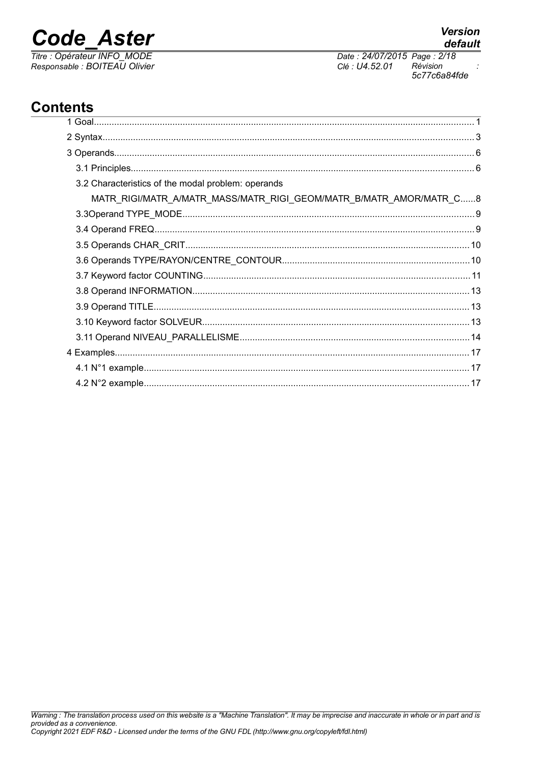## Contents

1 Goal........................................................................................................................................... 1

2 Syntax........................................................................................................................................ 3

3 Operands................................................................................................................................... 6

3.1 Principles............................................................................................................................. 6

3.2 Characteristics of the modal problem: operands MATR_RIGI/MATR_A/MATR_MASS/MATR_RIGI_GEOM/MATR_B/MATR_AMOR/MATR_C...... 8

3.3Operand TYPE_MODE......................................................................................................... 9

3.4 Operand FREQ.................................................................................................................... 9

3.5 Operands CHAR_CRIT....................................................................................................... 10

3.6 Operands TYPE/RAYON/CENTRE_CONTOUR................................................................. 10

3.7 Keyword factor COUNTING................................................................................................ 11

3.8 Operand INFORMATION.................................................................................................... 13

3.9 Operand TITLE................................................................................................................... 13

3.10 Keyword factor SOLVEUR................................................................................................ 13

3.11 Operand NIVEAU_PARALLELISME.................................................................................. 14

4 Examples.................................................................................................................................. 17

4.1 N°1 example....................................................................................................................... 17

4.2 N°2 example....................................................................................................................... 17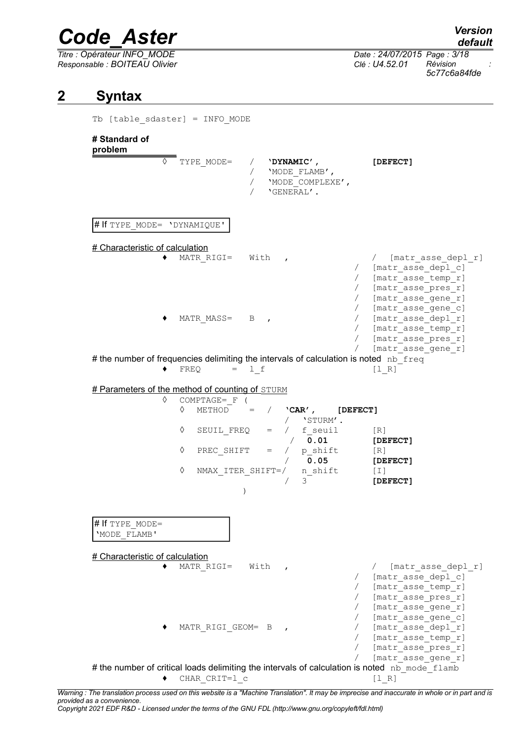## 2 Syntax

```
Tb [table_sdaster] = INFO_MODE
```

**# Standard of problem**

```
◊ TYPE_MODE=   /  'DYNAMIC',          [DEFECT]
               /  'MODE_FLAMB',
               /  'MODE_COMPLEXE',
               /  'GENERAL'.
```

# If TYPE_MODE= 'DYNAMIQUE'

# Characteristic of calculation

```
♦ MATR_RIGI=   With  ,               /  [matr_asse_depl_r]
                                     /  [matr_asse_depl_c]
                                     /  [matr_asse_temp_r]
                                     /  [matr_asse_pres_r]
                                     /  [matr_asse_gene_r]
                                     /  [matr_asse_gene_c]
♦ MATR_MASS=   B  ,                  /  [matr_asse_depl_r]
                                     /  [matr_asse_temp_r]
                                     /  [matr_asse_pres_r]
                                     /  [matr_asse_gene_r]
```

# the number of frequencies delimiting the intervals of calculation is noted nb_freq

```
♦ FREQ      = l_f                       [l_R]
```

# Parameters of the method of counting of STURM

```
◊ COMPTAGE=_F (
   ◊ METHOD     =  /  'CAR',     [DEFECT]
                   /  'STURM'.
   ◊ SEIL_FREQ  =  /  f_seuil       [R]
                   /  0.01          [DEFECT]
   ◊ PREC_SHIFT =  /  p_shift       [R]
                   /  0.05          [DEFECT]
   ◊ NMAX_ITER_SHIFT=/  n_shift     [I]
                   /  3             [DEFECT]
              )
```

# If TYPE_MODE= 'MODE_FLAMB'

# Characteristic of calculation

```
♦ MATR_RIGI=   With  ,               /  [matr_asse_depl_r]
                                     /  [matr_asse_depl_c]
                                     /  [matr_asse_temp_r]
                                     /  [matr_asse_pres_r]
                                     /  [matr_asse_gene_r]
                                     /  [matr_asse_gene_c]
♦ MATR_RIGI_GEOM= B  ,               /  [matr_asse_depl_r]
                                     /  [matr_asse_temp_r]
                                     /  [matr_asse_pres_r]
                                     /  [matr_asse_gene_r]
```

# the number of critical loads delimiting the intervals of calculation is noted nb_mode_flamb

```
♦ CHAR_CRIT=l_c                         [l_R]
```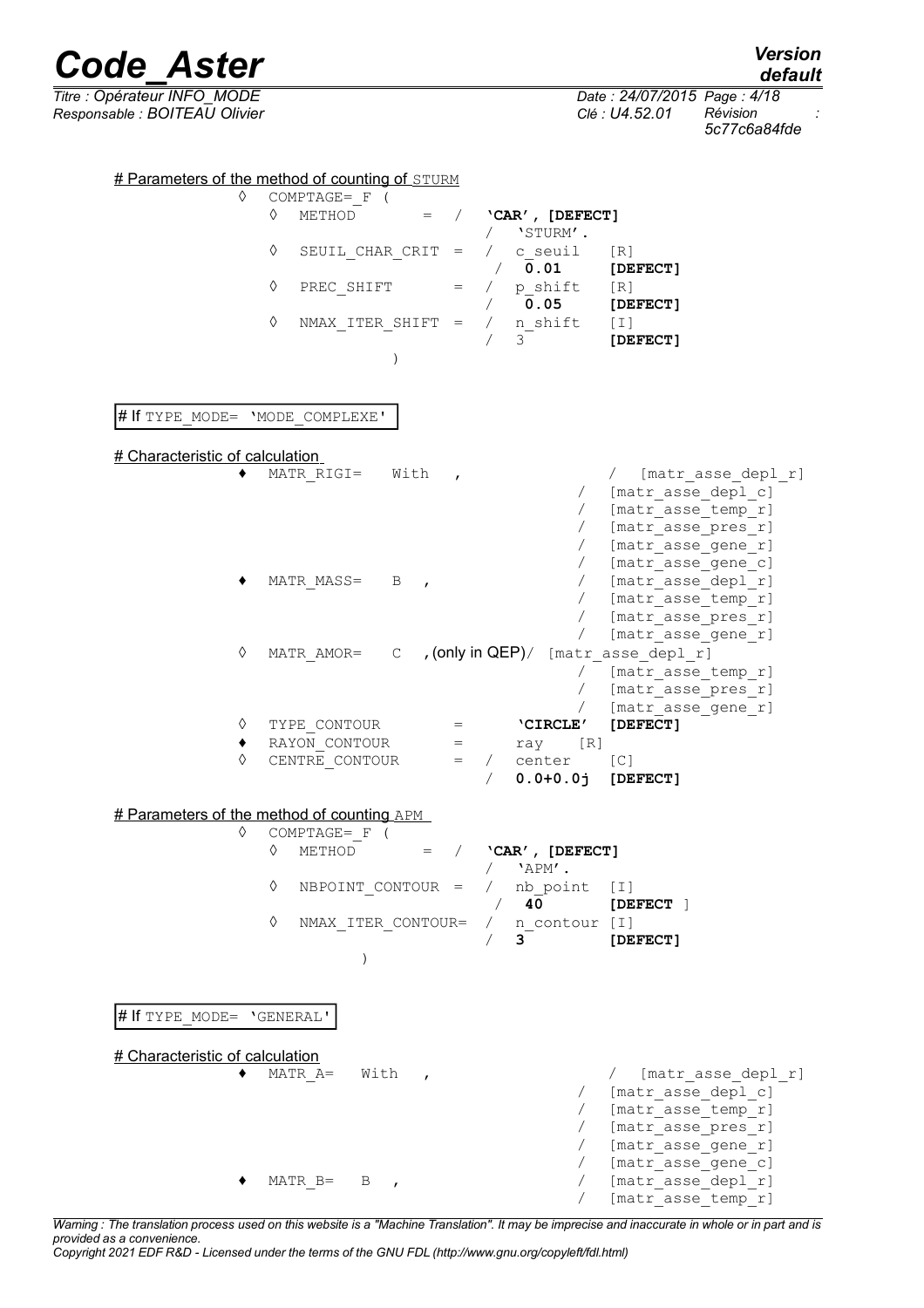# Parameters of the method of counting of STURM

```
◊ COMPTAGE=_F (
   ◊ METHOD          =  /  'CAR', [DEFECT]
                        /  'STURM'.
   ◊ SEUIL_CHAR_CRIT =  /  c_seuil    [R]
                        /  0.01       [DEFECT]
   ◊ PREC_SHIFT      =  /  p_shift    [R]
                        /  0.05       [DEFECT]
   ◊ NMAX_ITER_SHIFT =  /  n_shift    [I]
                        /  3          [DEFECT]
              )
```

# If TYPE_MODE= 'MODE_COMPLEXE'

# Characteristic of calculation

```
♦ MATR_RIGI=   With  ,                    /  [matr_asse_depl_r]
                                          /  [matr_asse_depl_c]
                                          /  [matr_asse_temp_r]
                                          /  [matr_asse_pres_r]
                                          /  [matr_asse_gene_r]
                                          /  [matr_asse_gene_c]
♦ MATR_MASS=   B  ,                       /  [matr_asse_depl_r]
                                          /  [matr_asse_temp_r]
                                          /  [matr_asse_pres_r]
                                          /  [matr_asse_gene_r]
◊ MATR_AMOR=   C  ,(only in QEP)/  [matr_asse_depl_r]
                                          /  [matr_asse_temp_r]
                                          /  [matr_asse_pres_r]
                                          /  [matr_asse_gene_r]
◊ TYPE_CONTOUR     =     'CIRCLE'   [DEFECT]
♦ RAYON_CONTOUR    =     ray    [R]
◊ CENTRE_CONTOUR   =  /  center     [C]
                      /  0.0+0.0j   [DEFECT]
```

# Parameters of the method of counting APM

```
◊ COMPTAGE=_F (
   ◊ METHOD          =  /  'CAR', [DEFECT]
                        /  'APM'.
   ◊ NBPOINT_CONTOUR =  /  nb_point   [I]
                        /  40         [DEFECT ]
   ◊ NMAX_ITER_CONTOUR= /  n_contour  [I]
                        /  3          [DEFECT]
          )
```

# If TYPE_MODE= 'GENERAL'

# Characteristic of calculation

```
♦ MATR_A=   With  ,                       /  [matr_asse_depl_r]
                                          /  [matr_asse_depl_c]
                                          /  [matr_asse_temp_r]
                                          /  [matr_asse_pres_r]
                                          /  [matr_asse_gene_r]
                                          /  [matr_asse_gene_c]
♦ MATR_B=   B  ,                          /  [matr_asse_depl_r]
                                          /  [matr_asse_temp_r]
```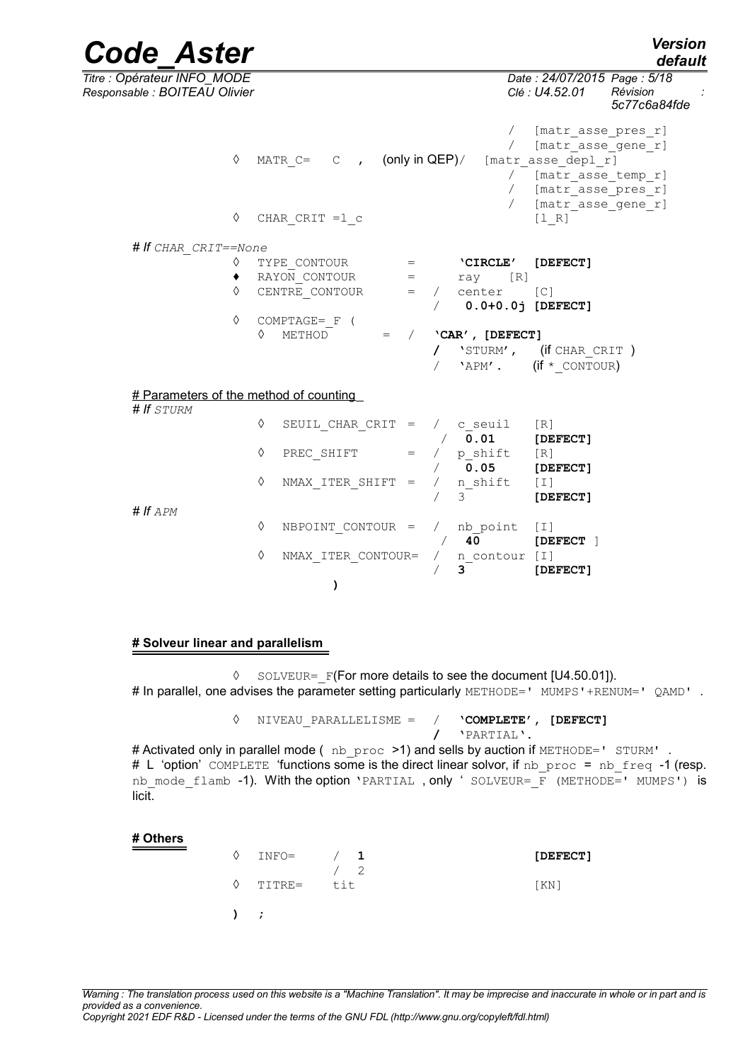```
                                          /  [matr_asse_pres_r]
                                          /  [matr_asse_gene_r]
      ◊  MATR_C=   C  ,  (only in QEP)/  [matr_asse_depl_r]
                                          /  [matr_asse_temp_r]
                                          /  [matr_asse_pres_r]
                                          /  [matr_asse_gene_r]
      ◊  CHAR_CRIT =l_c                      [l_R]

# If CHAR_CRIT==None
      ◊  TYPE_CONTOUR       =       'CIRCLE'  [DEFECT]
      ♦  RAYON_CONTOUR      =       ray     [R]
      ◊  CENTRE_CONTOUR     =   /   center    [C]
                                /   0.0+0.0j [DEFECT]
      ◊  COMPTAGE=_F (
         ◊  METHOD        =  /  'CAR', [DEFECT]
                             /  'STURM',   (if CHAR_CRIT )
                             /  'APM'.     (if *_CONTOUR)

# Parameters of the method of counting
# If STURM
         ◊  SEUIL_CHAR_CRIT  =  /  c_seuil    [R]
                                /  0.01       [DEFECT]
         ◊  PREC_SHIFT       =  /  p_shift    [R]
                                /  0.05       [DEFECT]
         ◊  NMAX_ITER_SHIFT  =  /  n_shift    [I]
                                /  3          [DEFECT]
# If APM
         ◊  NBPOINT_CONTOUR  =  /  nb_point   [I]
                                /  40         [DEFECT ]
         ◊  NMAX_ITER_CONTOUR=  /  n_contour  [I]
                                /  3          [DEFECT]
                 )
```

**# Solveur linear and parallelism**

◊ SOLVEUR=_F(For more details to see the document [U4.50.01]).
# In parallel, one advises the parameter setting particularly METHODE=' MUMPS'+RENUM=' QAMD' .

```
      ◊  NIVEAU_PARALLELISME =  /  'COMPLETE', [DEFECT]
                                /  'PARTIAL'.
```

# Activated only in parallel mode ( nb_proc >1) and sells by auction if METHODE=' STURM' .
# L 'option' COMPLETE 'functions some is the direct linear solvor, if nb_proc = nb_freq -1 (resp. nb_mode_flamb -1). With the option 'PARTIAL , only ' SOLVEUR=_F (METHODE=' MUMPS') is licit.

**# Others**

```
      ◊  INFO=    /  1                        [DEFECT]
                  /  2
      ◊  TITRE=   tit                         [KN]

      )  ;
```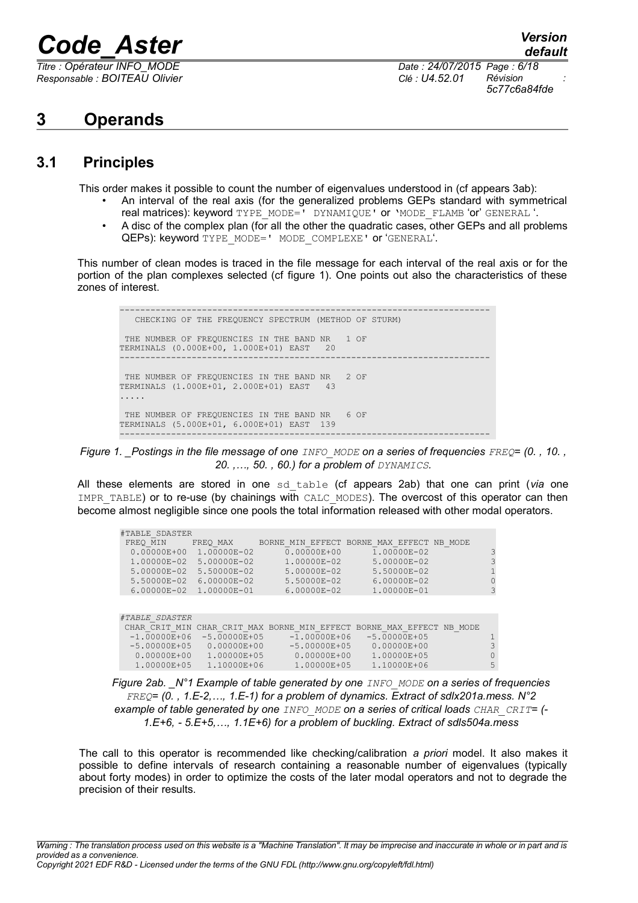# 3 Operands

## 3.1 Principles

This order makes it possible to count the number of eigenvalues understood in (cf appears 3ab):

- An interval of the real axis (for the generalized problems GEPs standard with symmetrical real matrices): keyword `TYPE_MODE=' DYNAMIQUE'` or `'MODE_FLAMB` 'or' `GENERAL` '.
- A disc of the complex plan (for all the other the quadratic cases, other GEPs and all problems QEPs): keyword `TYPE_MODE=' MODE_COMPLEXE'` or '`GENERAL`'.

This number of clean modes is traced in the file message for each interval of the real axis or for the portion of the plan complexes selected (cf figure 1). One points out also the characteristics of these zones of interest.

```
------------------------------------------------------------------------
   CHECKING OF THE FREQUENCY SPECTRUM (METHOD OF STURM)

 THE NUMBER OF FREQUENCIES IN THE BAND NR   1 OF
TERMINALS (0.000E+00, 1.000E+01) EAST   20
------------------------------------------------------------------------

 THE NUMBER OF FREQUENCIES IN THE BAND NR   2 OF
TERMINALS (1.000E+01, 2.000E+01) EAST   43
.....

 THE NUMBER OF FREQUENCIES IN THE BAND NR   6 OF
TERMINALS (5.000E+01, 6.000E+01) EAST  139
------------------------------------------------------------------------
```

*Figure 1. _Postings in the file message of one `INFO_MODE` on a series of frequencies `FREQ`= (0. , 10. , 20. ,…, 50. , 60.) for a problem of `DYNAMICS`.*

All these elements are stored in one `sd_table` (cf appears 2ab) that one can print (*via* one `IMPR_TABLE`) or to re-use (by chainings with `CALC_MODES`). The overcost of this operator can then become almost negligible since one pools the total information released with other modal operators.

```
#TABLE_SDASTER
 FREQ_MIN     FREQ_MAX     BORNE_MIN_EFFECT BORNE_MAX_EFFECT NB_MODE
  0.00000E+00  1.00000E-02      0.00000E+00      1.00000E-02          3
  1.00000E-02  5.00000E-02      1.00000E-02      5.00000E-02          3
  5.00000E-02  5.50000E-02      5.00000E-02      5.50000E-02          1
  5.50000E-02  6.00000E-02      5.50000E-02      6.00000E-02          0
  6.00000E-02  1.00000E-01      6.00000E-02      1.00000E-01          3


#TABLE_SDASTER
 CHAR_CRIT_MIN CHAR_CRIT_MAX BORNE_MIN_EFFECT BORNE_MAX_EFFECT NB_MODE
  -1.00000E+06  -5.00000E+05     -1.00000E+06    -5.00000E+05         1
  -5.00000E+05   0.00000E+00     -5.00000E+05     0.00000E+00         3
   0.00000E+00   1.00000E+05      0.00000E+00     1.00000E+05         0
   1.00000E+05   1.10000E+06      1.00000E+05     1.10000E+06         5
```

*Figure 2ab. _N°1 Example of table generated by one `INFO_MODE` on a series of frequencies `FREQ`= (0. , 1.E-2,…, 1.E-1) for a problem of dynamics. Extract of sdlx201a.mess. N°2 example of table generated by one `INFO_MODE` on a series of critical loads `CHAR_CRIT`= (-1.E+6, - 5.E+5,…, 1.1E+6) for a problem of buckling. Extract of sdls504a.mess*

The call to this operator is recommended like checking/calibration *a priori* model. It also makes it possible to define intervals of research containing a reasonable number of eigenvalues (typically about forty modes) in order to optimize the costs of the later modal operators and not to degrade the precision of their results.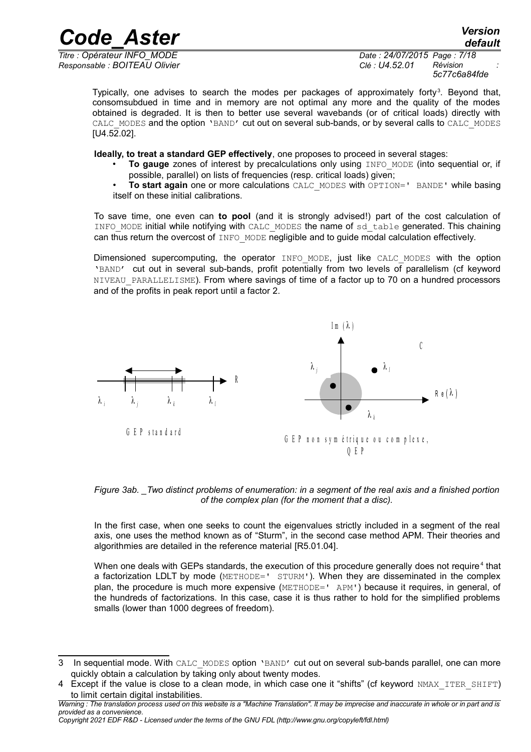Typically, one advises to search the modes per packages of approximately forty[3]. Beyond that, consomsubdued in time and in memory are not optimal any more and the quality of the modes obtained is degraded. It is then to better use several wavebands (or of critical loads) directly with CALC_MODES and the option 'BAND' cut out on several sub-bands, or by several calls to CALC_MODES [U4.52.02].

**Ideally, to treat a standard GEP effectively**, one proposes to proceed in several stages:

- **To gauge** zones of interest by precalculations only using INFO_MODE (into sequential or, if possible, parallel) on lists of frequencies (resp. critical loads) given;
- **To start again** one or more calculations CALC_MODES with OPTION=' BANDE' while basing itself on these initial calibrations.

To save time, one even can **to pool** (and it is strongly advised!) part of the cost calculation of INFO_MODE initial while notifying with CALC_MODES the name of sd_table generated. This chaining can thus return the overcost of INFO_MODE negligible and to guide modal calculation effectively.

Dimensioned supercomputing, the operator INFO_MODE, just like CALC_MODES with the option 'BAND' cut out in several sub-bands, profit potentially from two levels of parallelism (cf keyword NIVEAU_PARALLELISME). From where savings of time of a factor up to 70 on a hundred processors and of the profits in peak report until a factor 2.

*Figure 3ab. _Two distinct problems of enumeration: in a segment of the real axis and a finished portion of the complex plan (for the moment that a disc).*

In the first case, when one seeks to count the eigenvalues strictly included in a segment of the real axis, one uses the method known as of "Sturm", in the second case method APM. Their theories and algorithmies are detailed in the reference material [R5.01.04].

When one deals with GEPs standards, the execution of this procedure generally does not require[4] that a factorization LDLT by mode (METHODE=' STURM'). When they are disseminated in the complex plan, the procedure is much more expensive (METHODE=' APM') because it requires, in general, of the hundreds of factorizations. In this case, case it is thus rather to hold for the simplified problems smalls (lower than 1000 degrees of freedom).

---

3 In sequential mode. With CALC_MODES option 'BAND' cut out on several sub-bands parallel, one can more quickly obtain a calculation by taking only about twenty modes.

4 Except if the value is close to a clean mode, in which case one it "shifts" (cf keyword NMAX_ITER_SHIFT) to limit certain digital instabilities.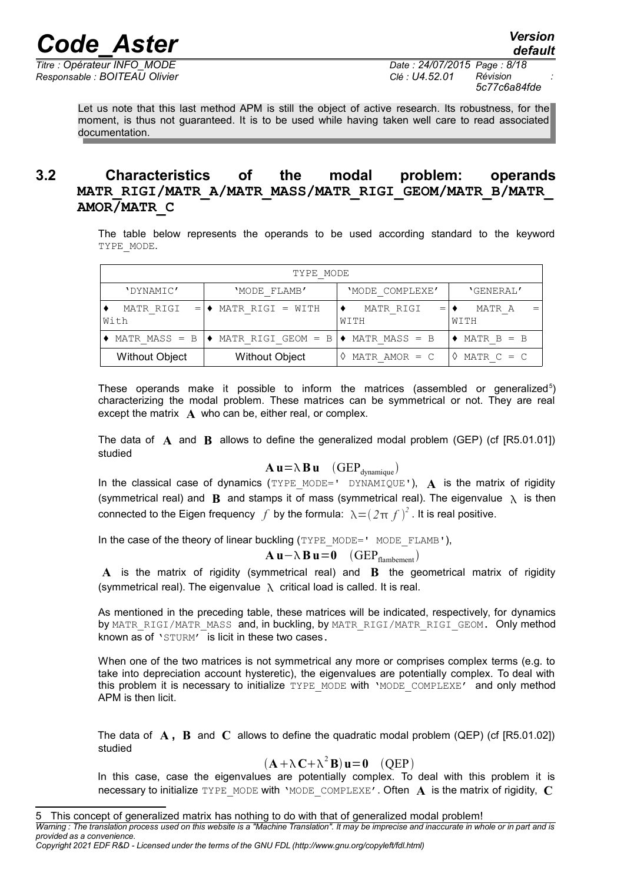Let us note that this last method APM is still the object of active research. Its robustness, for the moment, is thus not guaranteed. It is to be used while having taken well care to read associated documentation.

## 3.2 Characteristics of the modal problem: operands MATR_RIGI/MATR_A/MATR_MASS/MATR_RIGI_GEOM/MATR_B/MATR_AMOR/MATR_C

The table below represents the operands to be used according standard to the keyword TYPE_MODE.

| TYPE_MODE | | | |
|---|---|---|---|
| 'DYNAMIC' | 'MODE_FLAMB' | 'MODE_COMPLEXE' | 'GENERAL' |
| ♦ MATR_RIGI = With | ♦ MATR_RIGI = WITH | ♦ MATR_RIGI = WITH | ♦ MATR_A = WITH |
| ♦ MATR_MASS = B | ♦ MATR_RIGI_GEOM = B | ♦ MATR_MASS = B | ♦ MATR_B = B |
| Without Object | Without Object | ◊ MATR_AMOR = C | ◊ MATR_C = C |

These operands make it possible to inform the matrices (assembled or generalized[5]) characterizing the modal problem. These matrices can be symmetrical or not. They are real except the matrix $\mathbf{A}$ who can be, either real, or complex.

The data of $\mathbf{A}$ and $\mathbf{B}$ allows to define the generalized modal problem (GEP) (cf [R5.01.01]) studied

$$\mathbf{A}\,\mathbf{u}=\lambda\,\mathbf{B}\,\mathbf{u} \quad (\mathrm{GEP}_{\mathrm{dynamique}})$$

In the classical case of dynamics (TYPE_MODE=' DYNAMIQUE'), $\mathbf{A}$ is the matrix of rigidity (symmetrical real) and $\mathbf{B}$ and stamps it of mass (symmetrical real). The eigenvalue $\lambda$ is then connected to the Eigen frequency $f$ by the formula: $\lambda=(2\pi\, f)^2$. It is real positive.

In the case of the theory of linear buckling (TYPE_MODE=' MODE_FLAMB'),

$$\mathbf{A}\,\mathbf{u}-\lambda\,\mathbf{B}\,\mathbf{u}=\mathbf{0} \quad (\mathrm{GEP}_{\mathrm{flambement}})$$

$\mathbf{A}$ is the matrix of rigidity (symmetrical real) and $\mathbf{B}$ the geometrical matrix of rigidity (symmetrical real). The eigenvalue $\lambda$ critical load is called. It is real.

As mentioned in the preceding table, these matrices will be indicated, respectively, for dynamics by MATR_RIGI/MATR_MASS and, in buckling, by MATR_RIGI/MATR_RIGI_GEOM. Only method known as of 'STURM' is licit in these two cases.

When one of the two matrices is not symmetrical any more or comprises complex terms (e.g. to take into depreciation account hysteretic), the eigenvalues are potentially complex. To deal with this problem it is necessary to initialize TYPE_MODE with 'MODE_COMPLEXE' and only method APM is then licit.

The data of $\mathbf{A}$, $\mathbf{B}$ and $\mathbf{C}$ allows to define the quadratic modal problem (QEP) (cf [R5.01.02]) studied

$$(\mathbf{A}+\lambda\,\mathbf{C}+\lambda^2\,\mathbf{B})\,\mathbf{u}=\mathbf{0} \quad (\mathrm{QEP})$$

In this case, case the eigenvalues are potentially complex. To deal with this problem it is necessary to initialize TYPE_MODE with 'MODE_COMPLEXE'. Often $\mathbf{A}$ is the matrix of rigidity, $\mathbf{C}$

[5] This concept of generalized matrix has nothing to do with that of generalized modal problem!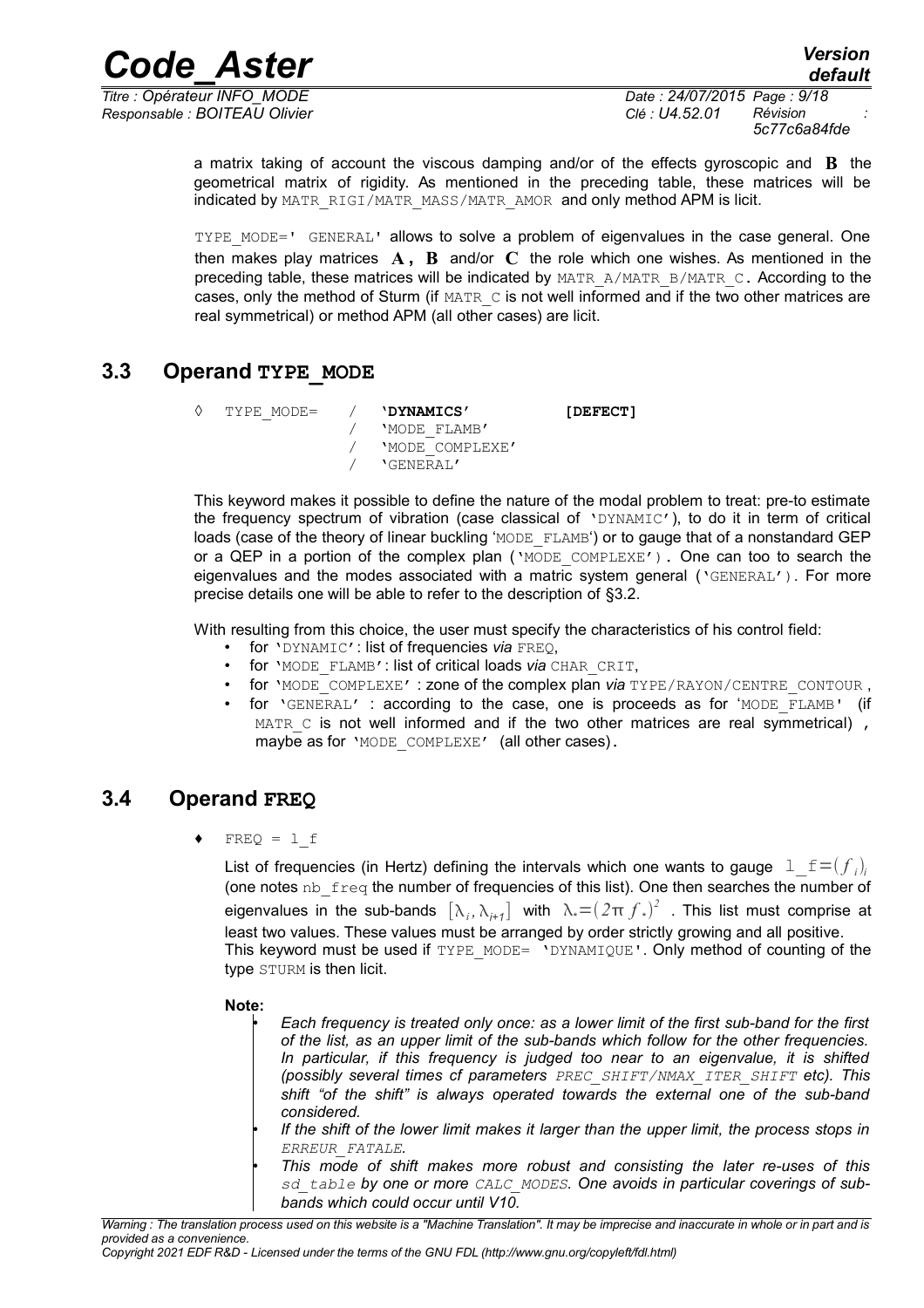a matrix taking of account the viscous damping and/or of the effects gyroscopic and $\mathbf{B}$ the geometrical matrix of rigidity. As mentioned in the preceding table, these matrices will be indicated by MATR_RIGI/MATR_MASS/MATR_AMOR and only method APM is licit.

TYPE_MODE=' GENERAL' allows to solve a problem of eigenvalues in the case general. One then makes play matrices $\mathbf{A}$, $\mathbf{B}$ and/or $\mathbf{C}$ the role which one wishes. As mentioned in the preceding table, these matrices will be indicated by MATR_A/MATR_B/MATR_C. According to the cases, only the method of Sturm (if MATR_C is not well informed and if the two other matrices are real symmetrical) or method APM (all other cases) are licit.

## 3.3 Operand TYPE_MODE

```
◊  TYPE_MODE=   /  'DYNAMICS'           [DEFECT]
                /  'MODE_FLAMB'
                /  'MODE_COMPLEXE'
                /  'GENERAL'
```

This keyword makes it possible to define the nature of the modal problem to treat: pre-to estimate the frequency spectrum of vibration (case classical of 'DYNAMIC'), to do it in term of critical loads (case of the theory of linear buckling 'MODE_FLAMB') or to gauge that of a nonstandard GEP or a QEP in a portion of the complex plan ('MODE_COMPLEXE'). One can too to search the eigenvalues and the modes associated with a matric system general ('GENERAL'). For more precise details one will be able to refer to the description of §3.2.

With resulting from this choice, the user must specify the characteristics of his control field:

- for 'DYNAMIC': list of frequencies *via* FREQ,
- for 'MODE_FLAMB': list of critical loads *via* CHAR_CRIT,
- for 'MODE_COMPLEXE' : zone of the complex plan *via* TYPE/RAYON/CENTRE_CONTOUR ,
- for 'GENERAL' : according to the case, one is proceeds as for 'MODE_FLAMB' (if MATR_C is not well informed and if the two other matrices are real symmetrical) , maybe as for 'MODE_COMPLEXE' (all other cases).

## 3.4 Operand FREQ

♦ FREQ = l_f

List of frequencies (in Hertz) defining the intervals which one wants to gauge $\mathrm{l\_f}=(f_i)_i$ (one notes nb_freq the number of frequencies of this list). One then searches the number of eigenvalues in the sub-bands $[\lambda_i, \lambda_{i+1}]$ with $\lambda_* = (2\pi f_*)^2$ . This list must comprise at least two values. These values must be arranged by order strictly growing and all positive.
This keyword must be used if TYPE_MODE= 'DYNAMIQUE'. Only method of counting of the type STURM is then licit.

**Note:**

- *Each frequency is treated only once: as a lower limit of the first sub-band for the first of the list, as an upper limit of the sub-bands which follow for the other frequencies. In particular, if this frequency is judged too near to an eigenvalue, it is shifted (possibly several times cf parameters PREC_SHIFT/NMAX_ITER_SHIFT etc). This shift "of the shift" is always operated towards the external one of the sub-band considered.*
- *If the shift of the lower limit makes it larger than the upper limit, the process stops in ERREUR_FATALE.*
- *This mode of shift makes more robust and consisting the later re-uses of this sd_table by one or more CALC_MODES. One avoids in particular coverings of sub-bands which could occur until V10.*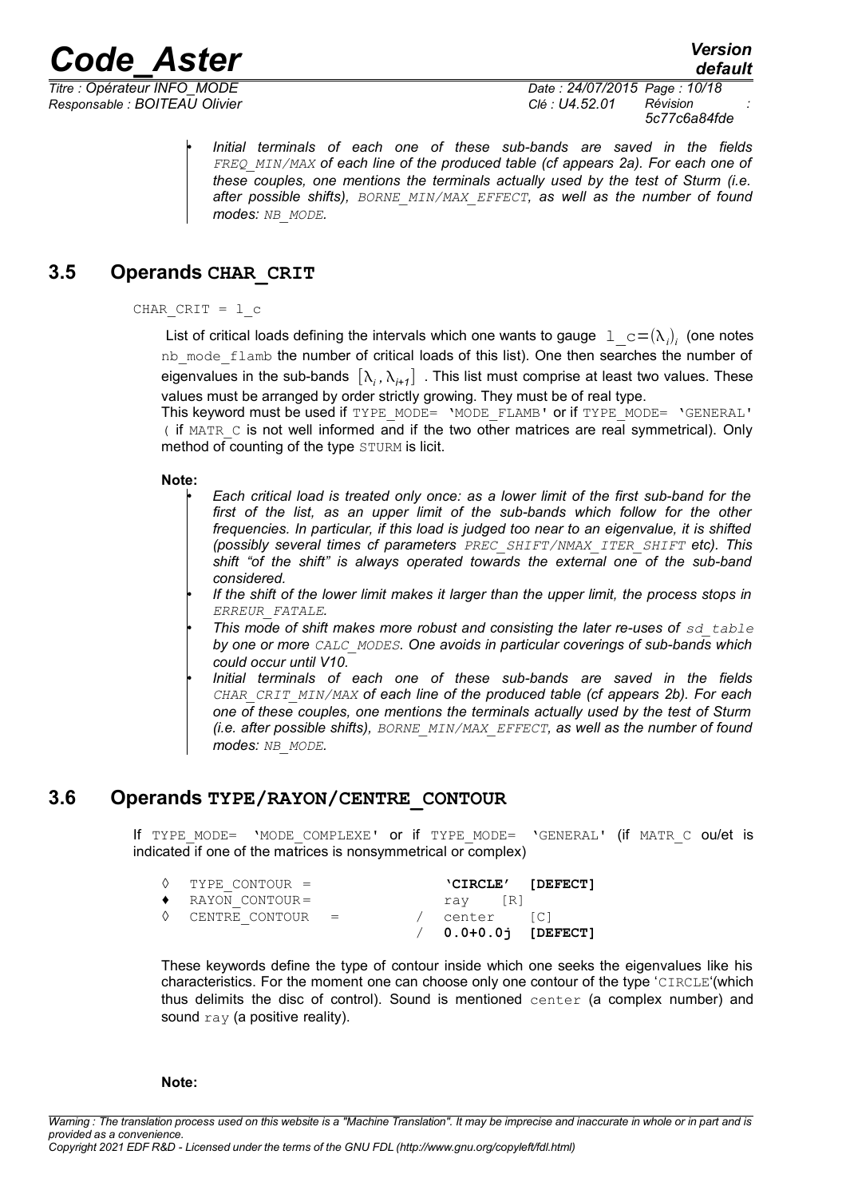- *Initial terminals of each one of these sub-bands are saved in the fields `FREQ_MIN/MAX` of each line of the produced table (cf appears 2a). For each one of these couples, one mentions the terminals actually used by the test of Sturm (i.e. after possible shifts), `BORNE_MIN/MAX_EFFECT`, as well as the number of found modes: `NB_MODE`.*

## 3.5 Operands CHAR_CRIT

`CHAR_CRIT = l_c`

List of critical loads defining the intervals which one wants to gauge $\text{l\_c}=(\lambda_i)_i$ (one notes `nb_mode_flamb` the number of critical loads of this list). One then searches the number of eigenvalues in the sub-bands $[\lambda_i,\lambda_{i+1}]$ . This list must comprise at least two values. These values must be arranged by order strictly growing. They must be of real type.

This keyword must be used if `TYPE_MODE= 'MODE_FLAMB'` or if `TYPE_MODE= 'GENERAL'` ( if `MATR_C` is not well informed and if the two other matrices are real symmetrical). Only method of counting of the type `STURM` is licit.

**Note:**

- *Each critical load is treated only once: as a lower limit of the first sub-band for the first of the list, as an upper limit of the sub-bands which follow for the other frequencies. In particular, if this load is judged too near to an eigenvalue, it is shifted (possibly several times cf parameters `PREC_SHIFT/NMAX_ITER_SHIFT` etc). This shift "of the shift" is always operated towards the external one of the sub-band considered.*
- *If the shift of the lower limit makes it larger than the upper limit, the process stops in `ERREUR_FATALE`.*
- *This mode of shift makes more robust and consisting the later re-uses of `sd_table` by one or more `CALC_MODES`. One avoids in particular coverings of sub-bands which could occur until V10.*
- *Initial terminals of each one of these sub-bands are saved in the fields `CHAR_CRIT_MIN/MAX` of each line of the produced table (cf appears 2b). For each one of these couples, one mentions the terminals actually used by the test of Sturm (i.e. after possible shifts), `BORNE_MIN/MAX_EFFECT`, as well as the number of found modes: `NB_MODE`.*

## 3.6 Operands TYPE/RAYON/CENTRE_CONTOUR

If `TYPE_MODE= 'MODE_COMPLEXE'` or if `TYPE_MODE= 'GENERAL'` (if `MATR_C` ou/et is indicated if one of the matrices is nonsymmetrical or complex)

```
◊ TYPE_CONTOUR =          'CIRCLE'  [DEFECT]
♦ RAYON_CONTOUR=           ray   [R]
◊ CENTRE_CONTOUR  =     /  center   [C]
                        /  0.0+0.0j  [DEFECT]
```

These keywords define the type of contour inside which one seeks the eigenvalues like his characteristics. For the moment one can choose only one contour of the type '`CIRCLE`'(which thus delimits the disc of control). Sound is mentioned `center` (a complex number) and sound `ray` (a positive reality).

**Note:**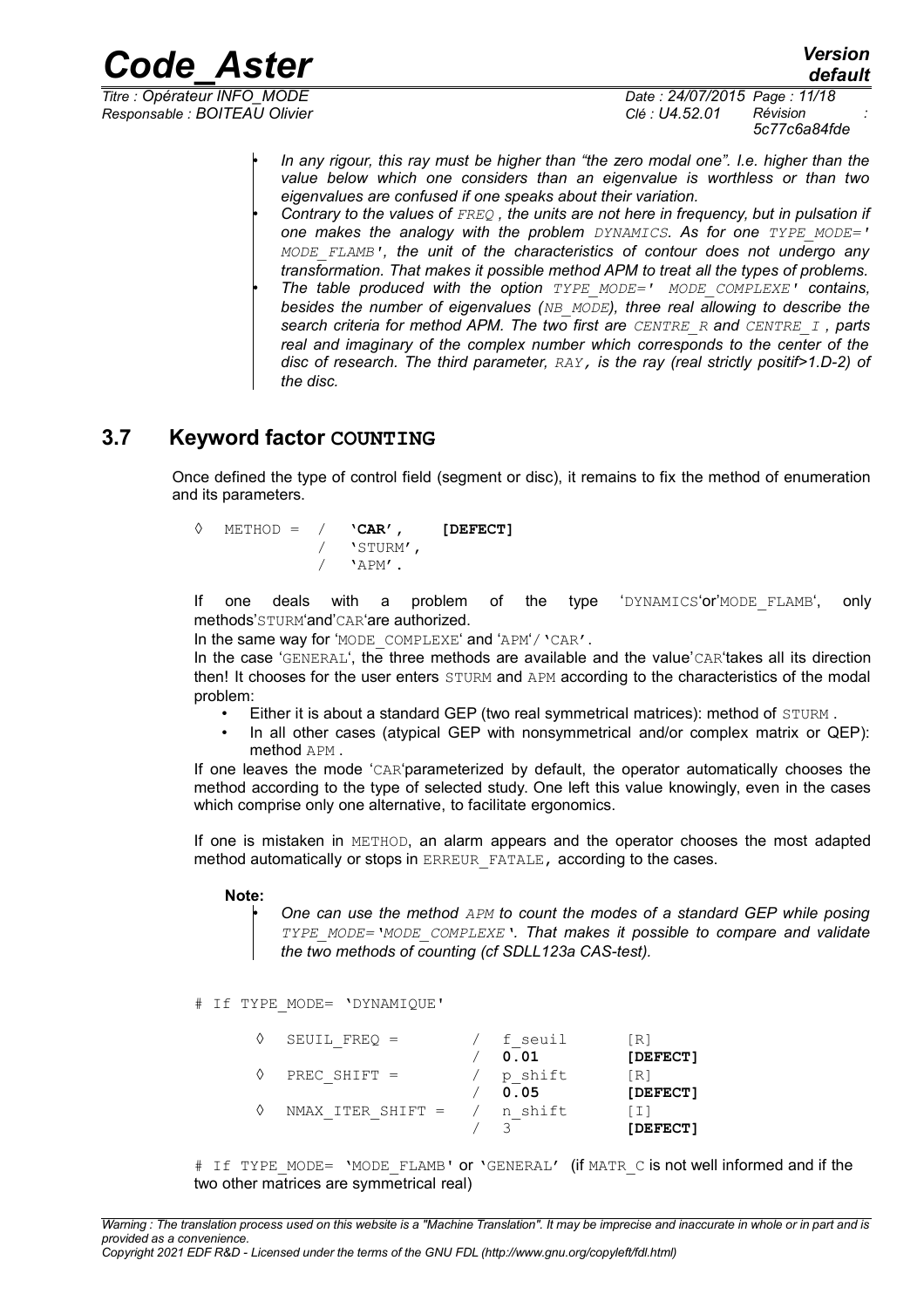- *In any rigour, this ray must be higher than "the zero modal one". I.e. higher than the value below which one considers than an eigenvalue is worthless or than two eigenvalues are confused if one speaks about their variation.*
- *Contrary to the values of `FREQ`, the units are not here in frequency, but in pulsation if one makes the analogy with the problem `DYNAMICS`. As for one `TYPE_MODE=' MODE_FLAMB'`, the unit of the characteristics of contour does not undergo any transformation. That makes it possible method APM to treat all the types of problems.*
- *The table produced with the option `TYPE_MODE=' MODE_COMPLEXE'` contains, besides the number of eigenvalues (`NB_MODE`), three real allowing to describe the search criteria for method APM. The two first are `CENTRE_R` and `CENTRE_I`, parts real and imaginary of the complex number which corresponds to the center of the disc of research. The third parameter, `RAY`, is the ray (real strictly positif>1.D-2) of the disc.*

## 3.7 Keyword factor COUNTING

Once defined the type of control field (segment or disc), it remains to fix the method of enumeration and its parameters.

```
◊  METHOD =  /  'CAR',      [DEFECT]
             /  'STURM',
             /  'APM'.
```

If one deals with a problem of the type 'DYNAMICS'or'MODE_FLAMB', only methods'STURM'and'CAR'are authorized.

In the same way for 'MODE_COMPLEXE' and 'APM'/'CAR'.

In the case 'GENERAL', the three methods are available and the value'CAR'takes all its direction then! It chooses for the user enters STURM and APM according to the characteristics of the modal problem:

- Either it is about a standard GEP (two real symmetrical matrices): method of STURM .
- In all other cases (atypical GEP with nonsymmetrical and/or complex matrix or QEP): method APM .

If one leaves the mode 'CAR'parameterized by default, the operator automatically chooses the method according to the type of selected study. One left this value knowingly, even in the cases which comprise only one alternative, to facilitate ergonomics.

If one is mistaken in METHOD, an alarm appears and the operator chooses the most adapted method automatically or stops in ERREUR_FATALE, according to the cases.

**Note:**

- *One can use the method `APM` to count the modes of a standard GEP while posing `TYPE_MODE='MODE_COMPLEXE'`. That makes it possible to compare and validate the two methods of counting (cf SDLL123a CAS-test).*

```
# If TYPE_MODE= 'DYNAMIQUE'

    ◊  SEUIL_FREQ =         /  f_seuil      [R]
                            /  0.01         [DEFECT]
    ◊  PREC_SHIFT =         /  p_shift      [R]
                            /  0.05         [DEFECT]
    ◊  NMAX_ITER_SHIFT =    /  n_shift      [I]
                            /  3            [DEFECT]
```

# If TYPE_MODE= 'MODE_FLAMB' or 'GENERAL' (if MATR_C is not well informed and if the two other matrices are symmetrical real)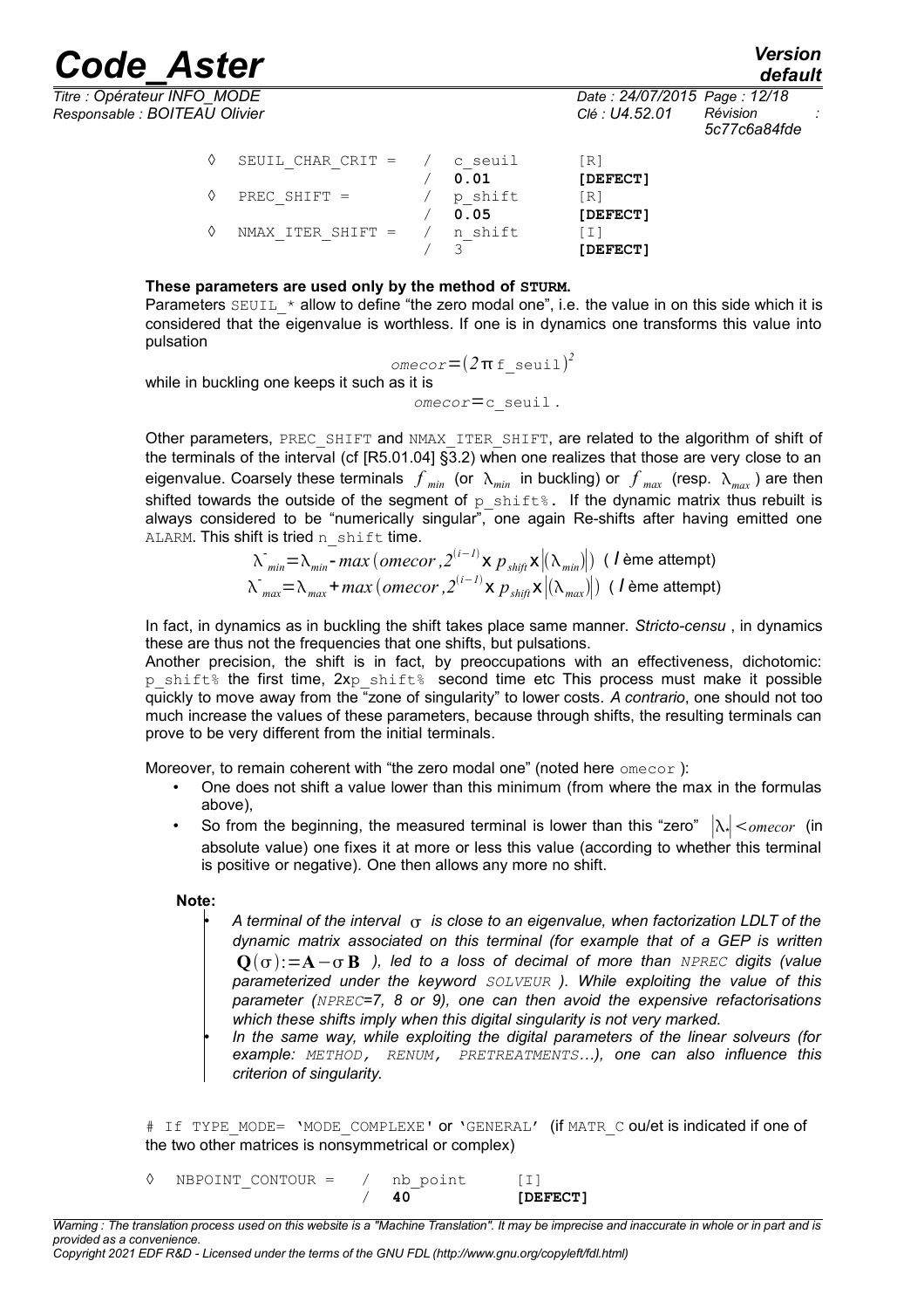```
◊  SEUIL_CHAR_CRIT =  /  c_seuil     [R]
                      /  0.01        [DEFECT]
◊  PREC_SHIFT =       /  p_shift     [R]
                      /  0.05        [DEFECT]
◊  NMAX_ITER_SHIFT =  /  n_shift     [I]
                      /  3           [DEFECT]
```

**These parameters are used only by the method of STURM.**

Parameters SEUIL_* allow to define "the zero modal one", i.e. the value in on this side which it is considered that the eigenvalue is worthless. If one is in dynamics one transforms this value into pulsation

$$omecor = (2\pi \, \text{f\_seuil})^2$$

while in buckling one keeps it such as it is

$$omecor = \text{c\_seuil} \, .$$

Other parameters, PREC_SHIFT and NMAX_ITER_SHIFT, are related to the algorithm of shift of the terminals of the interval (cf [R5.01.04] §3.2) when one realizes that those are very close to an eigenvalue. Coarsely these terminals $f_{min}$ (or $\lambda_{min}$ in buckling) or $f_{max}$ (resp. $\lambda_{max}$) are then shifted towards the outside of the segment of p_shift%. If the dynamic matrix thus rebuilt is always considered to be "numerically singular", one again Re-shifts after having emitted one ALARM. This shift is tried n_shift time.

$$\lambda^{-}_{min} = \lambda_{min} - max\left(omecor, 2^{(i-1)} \times p_{shift} \times \left|(\lambda_{min})\right|\right) \quad (\text{ } i \text{ ème attempt})$$

$$\lambda^{-}_{max} = \lambda_{max} + max\left(omecor, 2^{(i-1)} \times p_{shift} \times \left|(\lambda_{max})\right|\right) \quad (\text{ } i \text{ ème attempt})$$

In fact, in dynamics as in buckling the shift takes place same manner. *Stricto-censu* , in dynamics these are thus not the frequencies that one shifts, but pulsations.

Another precision, the shift is in fact, by preoccupations with an effectiveness, dichotomic: p_shift% the first time, 2xp_shift% second time etc This process must make it possible quickly to move away from the "zone of singularity" to lower costs. *A contrario*, one should not too much increase the values of these parameters, because through shifts, the resulting terminals can prove to be very different from the initial terminals.

Moreover, to remain coherent with "the zero modal one" (noted here omecor ):

- One does not shift a value lower than this minimum (from where the max in the formulas above),
- So from the beginning, the measured terminal is lower than this "zero" $|\lambda_*| < omecor$ (in absolute value) one fixes it at more or less this value (according to whether this terminal is positive or negative). One then allows any more no shift.

**Note:**

- *A terminal of the interval $\sigma$ is close to an eigenvalue, when factorization LDLT of the dynamic matrix associated on this terminal (for example that of a GEP is written $\mathbf{Q}(\sigma) := \mathbf{A} - \sigma\,\mathbf{B}$ ), led to a loss of decimal of more than NPREC digits (value parameterized under the keyword SOLVEUR ). While exploiting the value of this parameter (NPREC=7, 8 or 9), one can then avoid the expensive refactorisations which these shifts imply when this digital singularity is not very marked.*
- *In the same way, while exploiting the digital parameters of the linear solveurs (for example: METHOD, RENUM, PRETREATMENTS…), one can also influence this criterion of singularity.*

\# If TYPE_MODE= 'MODE_COMPLEXE' or 'GENERAL' (if MATR_C ou/et is indicated if one of the two other matrices is nonsymmetrical or complex)

```
◊  NBPOINT_CONTOUR =  /  nb_point    [I]
                      /  40          [DEFECT]
```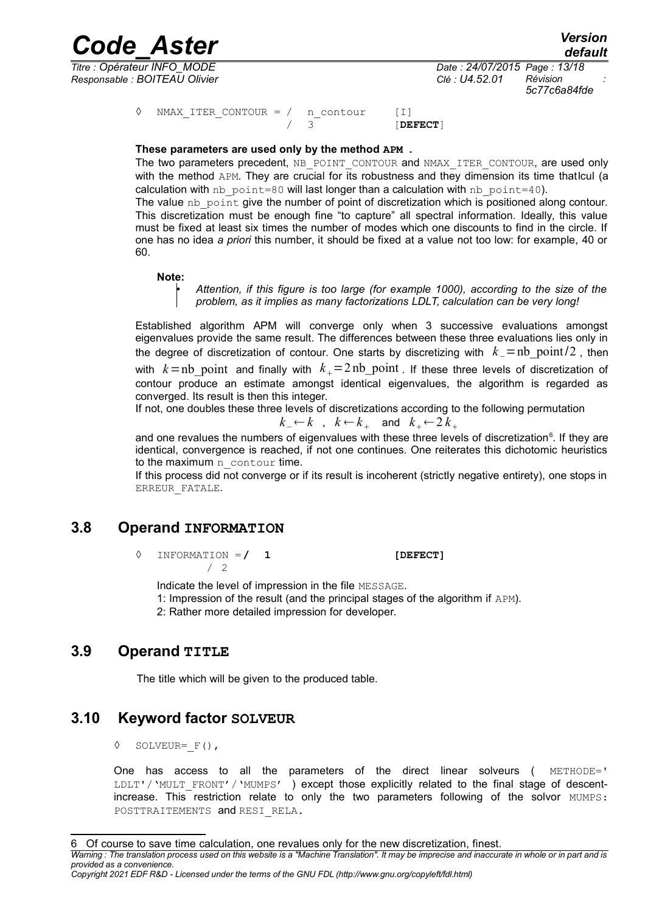◊ NMAX_ITER_CONTOUR = / n_contour [I]
/ 3 [**DEFECT**]

**These parameters are used only by the method APM .**

The two parameters precedent, NB_POINT_CONTOUR and NMAX_ITER_CONTOUR, are used only with the method APM. They are crucial for its robustness and they dimension its time thatlcul (a calculation with nb_point=80 will last longer than a calculation with nb_point=40).

The value nb_point give the number of point of discretization which is positioned along contour. This discretization must be enough fine "to capture" all spectral information. Ideally, this value must be fixed at least six times the number of modes which one discounts to find in the circle. If one has no idea *a priori* this number, it should be fixed at a value not too low: for example, 40 or 60.

**Note:**

- *Attention, if this figure is too large (for example 1000), according to the size of the problem, as it implies as many factorizations LDLT, calculation can be very long!*

Established algorithm APM will converge only when 3 successive evaluations amongst eigenvalues provide the same result. The differences between these three evaluations lies only in the degree of discretization of contour. One starts by discretizing with $k_{-}=\mathrm{nb\_point}/2$, then with $k=\mathrm{nb\_point}$ and finally with $k_{+}=2\,\mathrm{nb\_point}$. If these three levels of discretization of contour produce an estimate amongst identical eigenvalues, the algorithm is regarded as converged. Its result is then this integer.

If not, one doubles these three levels of discretizations according to the following permutation

$$k_{-}\leftarrow k \quad , \quad k\leftarrow k_{+} \quad \text{and} \quad k_{+}\leftarrow 2\,k_{+}$$

and one revalues the numbers of eigenvalues with these three levels of discretization[6]. If they are identical, convergence is reached, if not one continues. One reiterates this dichotomic heuristics to the maximum n_contour time.

If this process did not converge or if its result is incoherent (strictly negative entirety), one stops in ERREUR_FATALE.

## 3.8 Operand INFORMATION

◊ INFORMATION = / **1** **[DEFECT]**
/ 2

Indicate the level of impression in the file MESSAGE.

1: Impression of the result (and the principal stages of the algorithm if APM).

2: Rather more detailed impression for developer.

## 3.9 Operand TITLE

The title which will be given to the produced table.

## 3.10 Keyword factor SOLVEUR

◊ SOLVEUR=_F(),

One has access to all the parameters of the direct linear solveurs ( METHODE=' LDLT'/'MULT_FRONT'/'MUMPS' ) except those explicitly related to the final stage of descent-increase. This restriction relate to only the two parameters following of the solvor MUMPS: POSTTRAITEMENTS and RESI_RELA.

---

6 Of course to save time calculation, one revalues only for the new discretization, finest.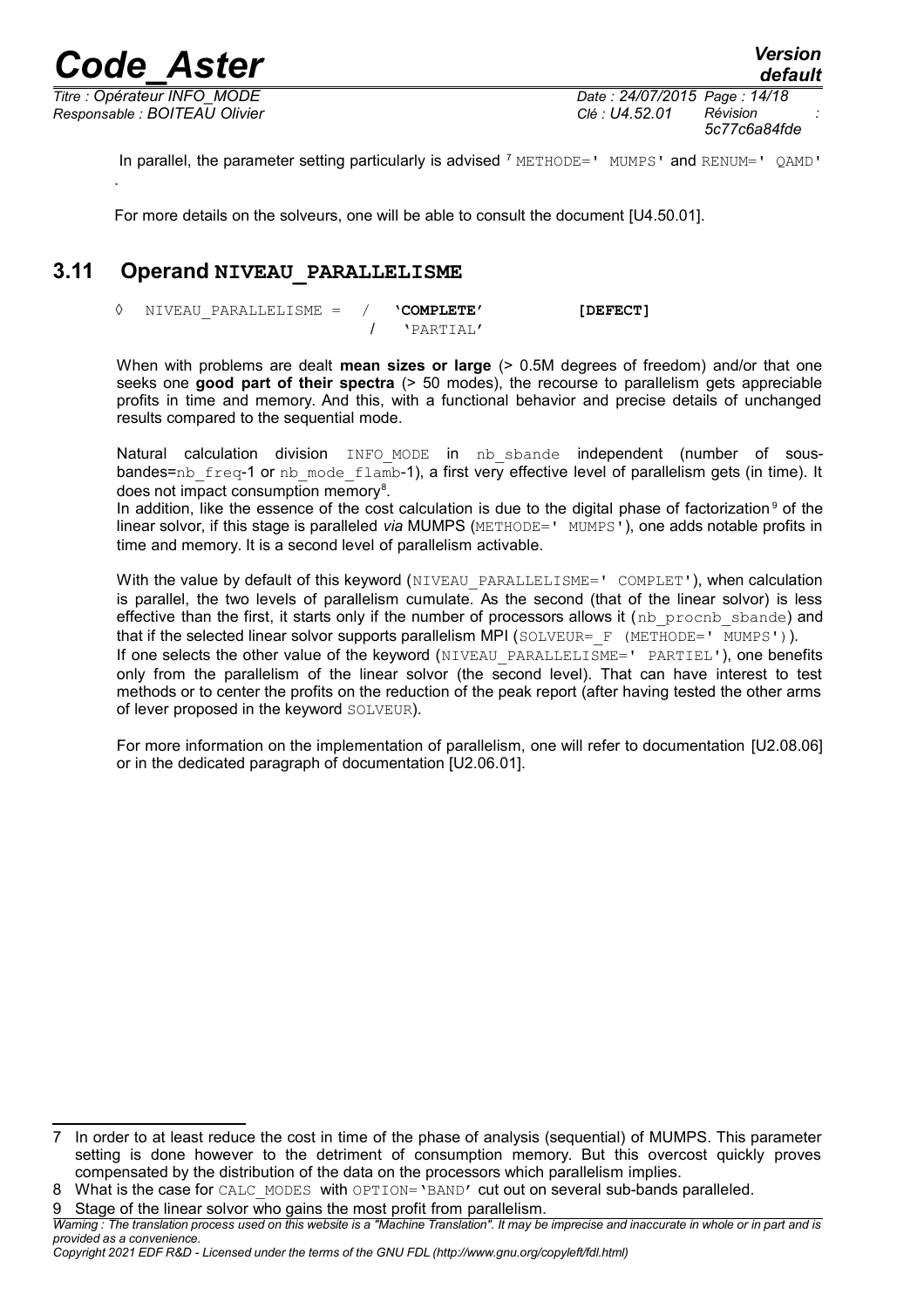In parallel, the parameter setting particularly is advised [7] METHODE=' MUMPS' and RENUM=' QAMD' .

For more details on the solveurs, one will be able to consult the document [U4.50.01].

## 3.11 Operand NIVEAU_PARALLELISME

```
◊  NIVEAU_PARALLELISME =  /  'COMPLETE'        [DEFECT]
                          /  'PARTIAL'
```

When with problems are dealt **mean sizes or large** (> 0.5M degrees of freedom) and/or that one seeks one **good part of their spectra** (> 50 modes), the recourse to parallelism gets appreciable profits in time and memory. And this, with a functional behavior and precise details of unchanged results compared to the sequential mode.

Natural calculation division INFO_MODE in nb_sbande independent (number of sous-bandes=nb_freq-1 or nb_mode_flamb-1), a first very effective level of parallelism gets (in time). It does not impact consumption memory[8].

In addition, like the essence of the cost calculation is due to the digital phase of factorization[9] of the linear solvor, if this stage is paralleled *via* MUMPS (METHODE=' MUMPS'), one adds notable profits in time and memory. It is a second level of parallelism activable.

With the value by default of this keyword (NIVEAU_PARALLELISME=' COMPLET'), when calculation is parallel, the two levels of parallelism cumulate. As the second (that of the linear solvor) is less effective than the first, it starts only if the number of processors allows it (nb_procnb_sbande) and that if the selected linear solvor supports parallelism MPI (SOLVEUR=_F (METHODE=' MUMPS')).

If one selects the other value of the keyword (NIVEAU_PARALLELISME=' PARTIEL'), one benefits only from the parallelism of the linear solvor (the second level). That can have interest to test methods or to center the profits on the reduction of the peak report (after having tested the other arms of lever proposed in the keyword SOLVEUR).

For more information on the implementation of parallelism, one will refer to documentation [U2.08.06] or in the dedicated paragraph of documentation [U2.06.01].

---

7 In order to at least reduce the cost in time of the phase of analysis (sequential) of MUMPS. This parameter setting is done however to the detriment of consumption memory. But this overcost quickly proves compensated by the distribution of the data on the processors which parallelism implies.

8 What is the case for CALC_MODES with OPTION='BAND' cut out on several sub-bands paralleled.

9 Stage of the linear solvor who gains the most profit from parallelism.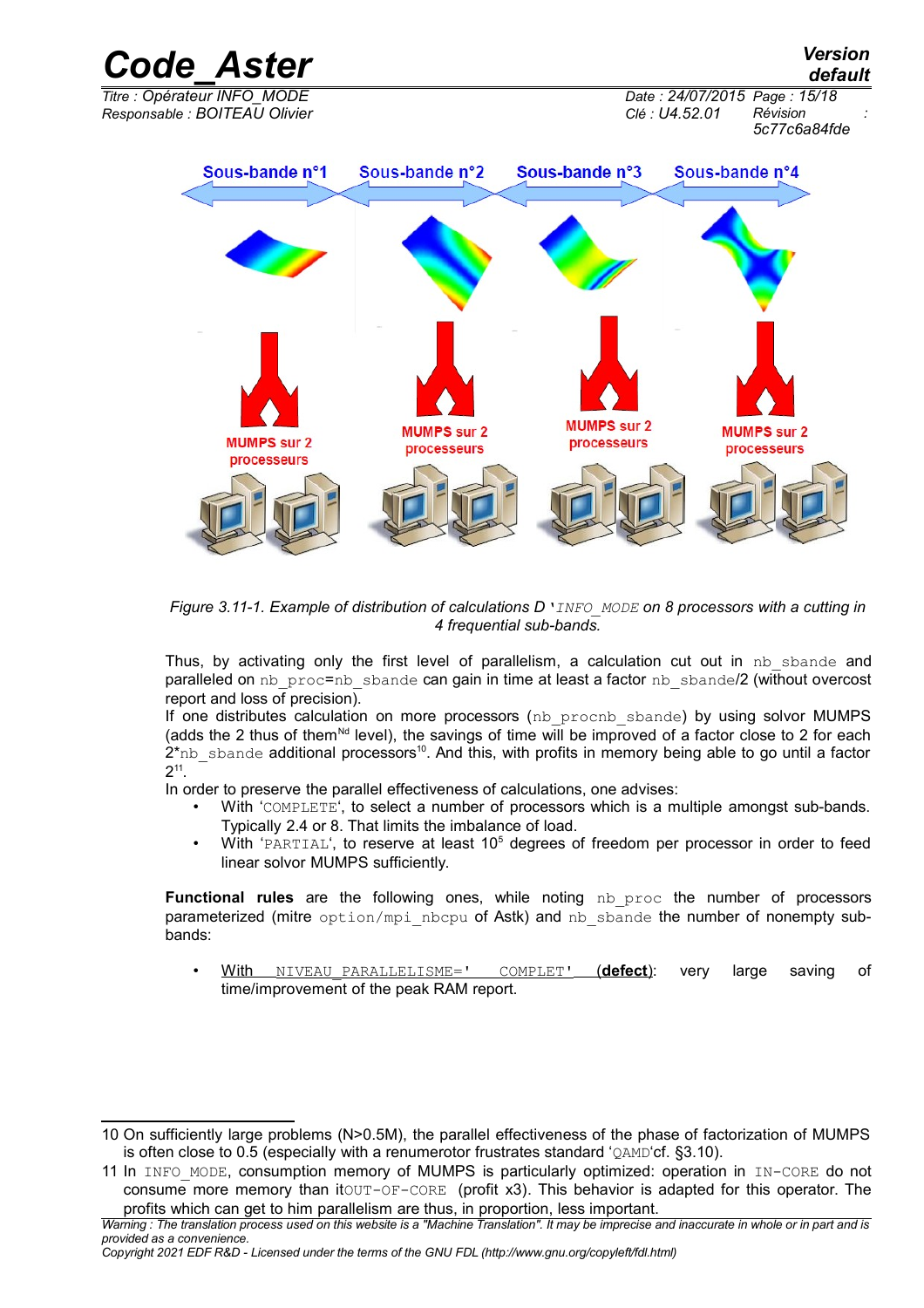Figure 3.11-1. Example of distribution of calculations D '`INFO_MODE` on 8 processors with a cutting in 4 frequential sub-bands.

Thus, by activating only the first level of parallelism, a calculation cut out in `nb_sbande` and paralleled on `nb_proc=nb_sbande` can gain in time at least a factor `nb_sbande`/2 (without overcost report and loss of precision).
If one distributes calculation on more processors (`nb_procnb_sbande`) by using solvor MUMPS (adds the 2 thus of them[Nd] level), the savings of time will be improved of a factor close to 2 for each 2*`nb_sbande` additional processors[10]. And this, with profits in memory being able to go until a factor $2^{11}$.
In order to preserve the parallel effectiveness of calculations, one advises:

- With '`COMPLETE`', to select a number of processors which is a multiple amongst sub-bands. Typically 2.4 or 8. That limits the imbalance of load.
- With '`PARTIAL`', to reserve at least $10^5$ degrees of freedom per processor in order to feed linear solvor MUMPS sufficiently.

**Functional rules** are the following ones, while noting `nb_proc` the number of processors parameterized (mitre `option/mpi_nbcpu` of Astk) and `nb_sbande` the number of nonempty sub-bands:

- <u>With `NIVEAU_PARALLELISME=' COMPLET'` (**defect**)</u>: very large saving of time/improvement of the peak RAM report.

10 On sufficiently large problems (N>0.5M), the parallel effectiveness of the phase of factorization of MUMPS is often close to 0.5 (especially with a renumerotor frustrates standard '`QAMD`'cf. §3.10).

11 In `INFO_MODE`, consumption memory of MUMPS is particularly optimized: operation in `IN-CORE` do not consume more memory than it`OUT-OF-CORE` (profit x3). This behavior is adapted for this operator. The profits which can get to him parallelism are thus, in proportion, less important.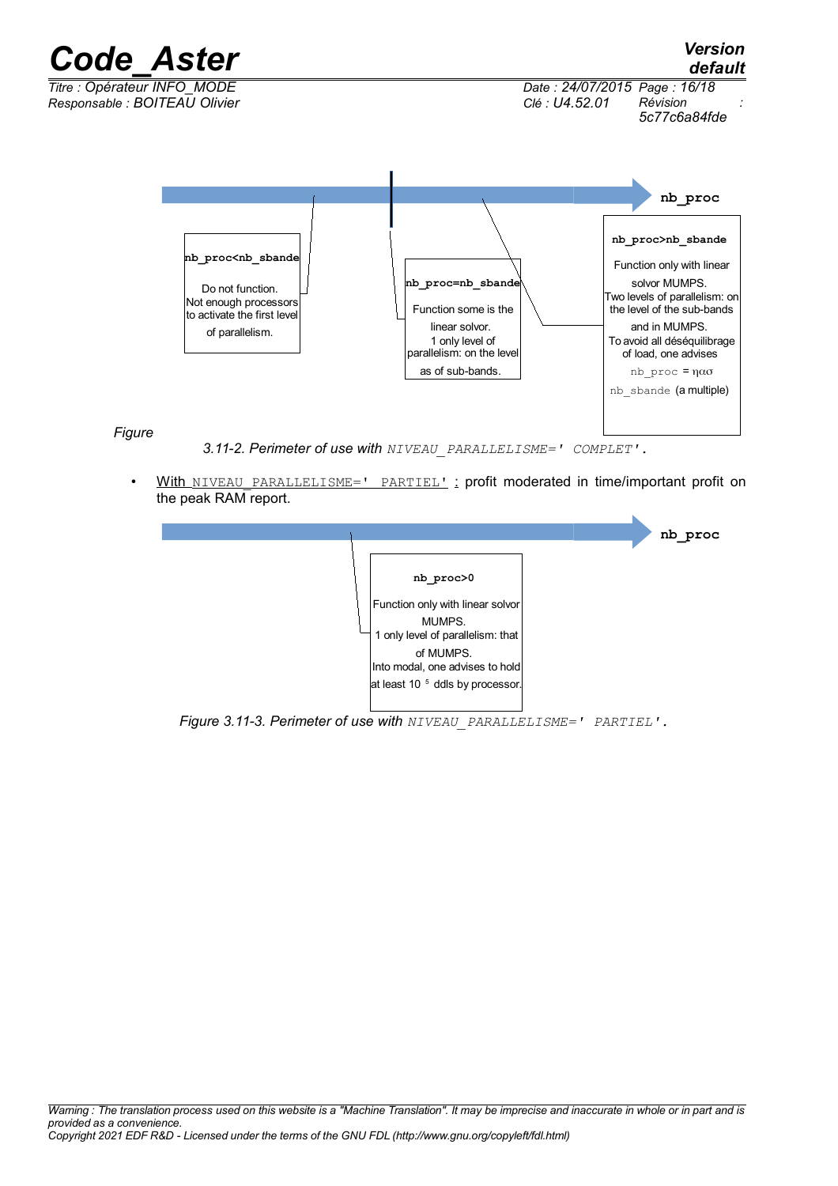**nb_proc**

**nb_proc<nb_sbande**

Do not function. Not enough processors to activate the first level of parallelism.

**nb_proc=nb_sbande**

Function some is the linear solvor. 1 only level of parallelism: on the level as of sub-bands.

**nb_proc>nb_sbande**

Function only with linear solvor MUMPS. Two levels of parallelism: on the level of the sub-bands and in MUMPS. To avoid all déséquilibrage of load, one advises `nb_proc` = ηασ `nb_sbande` (a multiple)

*Figure 3.11-2. Perimeter of use with `NIVEAU_PARALLELISME=' COMPLET'`.*

- With `NIVEAU_PARALLELISME=' PARTIEL'` : profit moderated in time/important profit on the peak RAM report.

**nb_proc**

**nb_proc>0**

Function only with linear solvor MUMPS. 1 only level of parallelism: that of MUMPS. Into modal, one advises to hold at least $10^{5}$ ddls by processor.

*Figure 3.11-3. Perimeter of use with `NIVEAU_PARALLELISME=' PARTIEL'`.*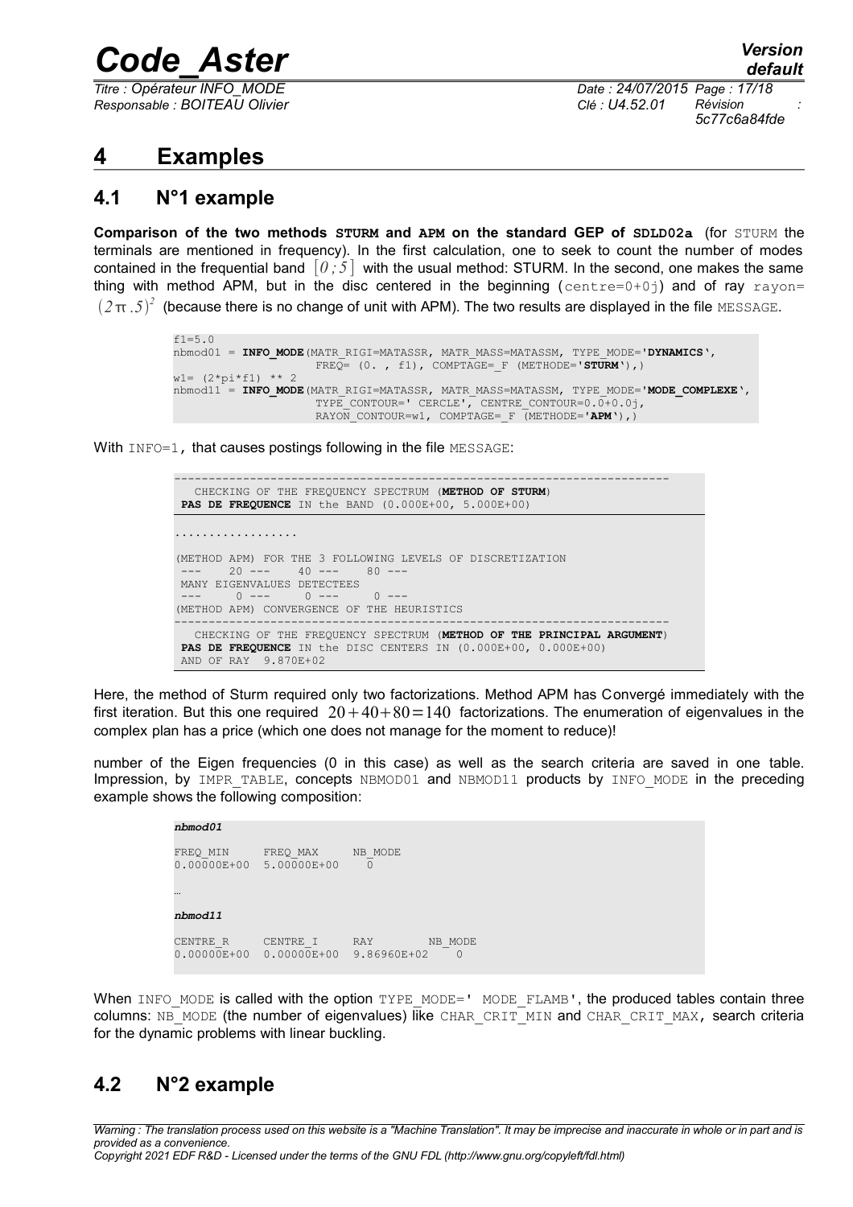# 4 Examples

## 4.1 N°1 example

**Comparison of the two methods STURM and APM on the standard GEP of SDLD02a** (for STURM the terminals are mentioned in frequency). In the first calculation, one to seek to count the number of modes contained in the frequential band $[0;5]$ with the usual method: STURM. In the second, one makes the same thing with method APM, but in the disc centered in the beginning (centre=0+0j) and of ray rayon= $(2\pi.5)^2$ (because there is no change of unit with APM). The two results are displayed in the file MESSAGE.

```
f1=5.0
nbmod01 = INFO_MODE(MATR_RIGI=MATASSR, MATR_MASS=MATASSM, TYPE_MODE='DYNAMICS',
                    FREQ= (0. , f1), COMPTAGE=_F (METHODE='STURM'),)
w1= (2*pi*f1) ** 2
nbmod11 = INFO_MODE(MATR_RIGI=MATASSR, MATR_MASS=MATASSM, TYPE_MODE='MODE_COMPLEXE',
                    TYPE_CONTOUR=' CERCLE', CENTRE_CONTOUR=0.0+0.0j,
                    RAYON_CONTOUR=w1, COMPTAGE=_F (METHODE='APM'),)
```

With INFO=1, that causes postings following in the file MESSAGE:

```
------------------------------------------------------------------------
   CHECKING OF THE FREQUENCY SPECTRUM (METHOD OF STURM)
 PAS DE FREQUENCE IN the BAND (0.000E+00, 5.000E+00)
------------------------------------------------------------------------
.................

(METHOD APM) FOR THE 3 FOLLOWING LEVELS OF DISCRETIZATION
 ---    20 ---    40 ---    80 ---
 MANY EIGENVALUES DETECTEES
 ---     0 ---     0 ---     0 ---
(METHOD APM) CONVERGENCE OF THE HEURISTICS
------------------------------------------------------------------------
   CHECKING OF THE FREQUENCY SPECTRUM (METHOD OF THE PRINCIPAL ARGUMENT)
 PAS DE FREQUENCE IN the DISC CENTERS IN (0.000E+00, 0.000E+00)
 AND OF RAY  9.870E+02
```

Here, the method of Sturm required only two factorizations. Method APM has Convergé immediately with the first iteration. But this one required $20+40+80=140$ factorizations. The enumeration of eigenvalues in the complex plan has a price (which one does not manage for the moment to reduce)!

number of the Eigen frequencies (0 in this case) as well as the search criteria are saved in one table. Impression, by IMPR_TABLE, concepts NBMOD01 and NBMOD11 products by INFO_MODE in the preceding example shows the following composition:

```
nbmod01

FREQ_MIN      FREQ_MAX      NB_MODE
0.00000E+00   5.00000E+00     0

…

nbmod11

CENTRE_R      CENTRE_I      RAY          NB_MODE
0.00000E+00   0.00000E+00   9.86960E+02     0
```

When INFO_MODE is called with the option TYPE_MODE=' MODE_FLAMB', the produced tables contain three columns: NB_MODE (the number of eigenvalues) like CHAR_CRIT_MIN and CHAR_CRIT_MAX, search criteria for the dynamic problems with linear buckling.

## 4.2 N°2 example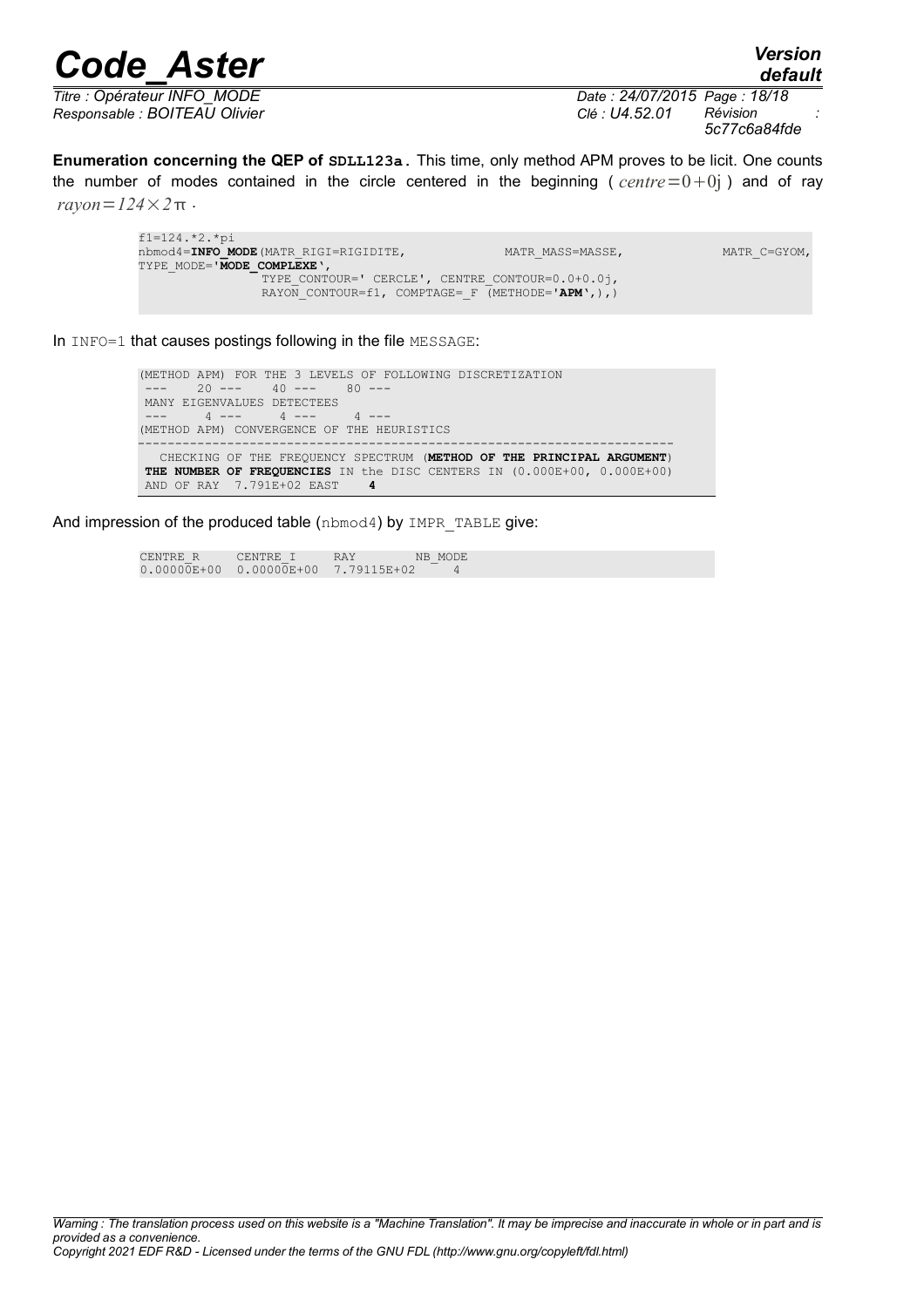**Enumeration concerning the QEP of `SDLL123a`.** This time, only method APM proves to be licit. One counts the number of modes contained in the circle centered in the beginning ( $centre=0+0\mathrm{j}$ ) and of ray $rayon=124\times 2\pi$ .

```
f1=124.*2.*pi
nbmod4=INFO_MODE(MATR_RIGI=RIGIDITE,            MATR_MASS=MASSE,            MATR_C=GYOM,
TYPE_MODE='MODE_COMPLEXE',
                TYPE_CONTOUR=' CERCLE', CENTRE_CONTOUR=0.0+0.0j,
                RAYON_CONTOUR=f1, COMPTAGE=_F (METHODE='APM',),)
```

In `INFO=1` that causes postings following in the file `MESSAGE`:

```
(METHOD APM) FOR THE 3 LEVELS OF FOLLOWING DISCRETIZATION
 ---    20 ---    40 ---    80 ---
 MANY EIGENVALUES DETECTEES
 ---     4 ---     4 ---     4 ---
(METHOD APM) CONVERGENCE OF THE HEURISTICS
------------------------------------------------------------------------
   CHECKING OF THE FREQUENCY SPECTRUM (METHOD OF THE PRINCIPAL ARGUMENT)
 THE NUMBER OF FREQUENCIES IN the DISC CENTERS IN (0.000E+00, 0.000E+00)
 AND OF RAY  7.791E+02 EAST    4
```

And impression of the produced table (`nbmod4`) by `IMPR_TABLE` give:

```
CENTRE_R      CENTRE_I      RAY          NB_MODE
0.00000E+00   0.00000E+00   7.79115E+02      4
```